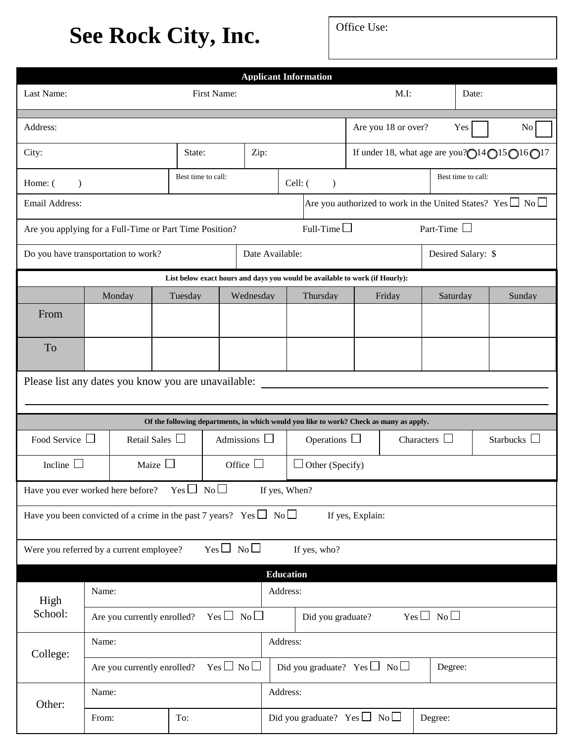# See Rock City, Inc.

Office Use:

## Applicant Information

| Last Name: | First Name: | M.I: | Date: |
|---|---|---|---|

| Address: | Are you 18 or over? Yes ☐ No ☐ |
|---|---|
| City: State: Zip: | If under 18, what age are you? ○14 ○15 ○16 ○17 |

| Home: ( ) | Best time to call: | Cell: ( ) | Best time to call: |
|---|---|---|---|

| Email Address: | Are you authorized to work in the United States? Yes ☐ No ☐ |
|---|---|

Are you applying for a Full-Time or Part Time Position? Full-Time ☐ Part-Time ☐

| Do you have transportation to work? | Date Available: | Desired Salary: $ |
|---|---|---|

**List below exact hours and days you would be available to work (if Hourly):**

| | Monday | Tuesday | Wednesday | Thursday | Friday | Saturday | Sunday |
|---|---|---|---|---|---|---|---|
| From | | | | | | | |
| To | | | | | | | |

Please list any dates you know you are unavailable: ____________________________________________

______________________________________________________________________________

**Of the following departments, in which would you like to work? Check as many as apply.**

| Food Service ☐ | Retail Sales ☐ | Admissions ☐ | Operations ☐ | Characters ☐ | Starbucks ☐ |
|---|---|---|---|---|---|
| Incline ☐ | Maize ☐ | Office ☐ | ☐ Other (Specify) | | |

Have you ever worked here before? Yes ☐ No ☐ If yes, When?

Have you been convicted of a crime in the past 7 years? Yes ☐ No ☐ If yes, Explain:

Were you referred by a current employee? Yes ☐ No ☐ If yes, who?

## Education

| | | |
|---|---|---|
| High School: | Name: | Address: |
| | Are you currently enrolled? Yes ☐ No ☐ | Did you graduate? Yes ☐ No ☐ |
| College: | Name: | Address: |
| | Are you currently enrolled? Yes ☐ No ☐ | Did you graduate? Yes ☐ No ☐ Degree: |
| Other: | Name: | Address: |
| | From: To: | Did you graduate? Yes ☐ No ☐ Degree: |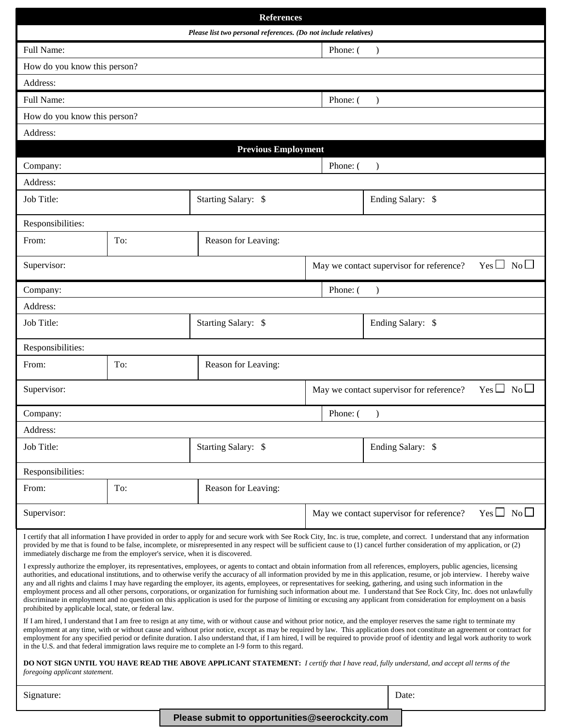## References

*Please list two personal references. (Do not include relatives)*

| | |
|---|---|
| Full Name: | Phone: (       ) |
| How do you know this person? | |
| Address: | |

| | |
|---|---|
| Full Name: | Phone: (       ) |
| How do you know this person? | |
| Address: | |

## Previous Employment

| | | |
|---|---|---|
| Company: | | Phone: (       ) |
| Address: | | |
| Job Title: | Starting Salary: $ | Ending Salary: $ |
| Responsibilities: | | |
| From: | To: | Reason for Leaving: |
| Supervisor: | | May we contact supervisor for reference? Yes ☐ No ☐ |

| | | |
|---|---|---|
| Company: | | Phone: (       ) |
| Address: | | |
| Job Title: | Starting Salary: $ | Ending Salary: $ |
| Responsibilities: | | |
| From: | To: | Reason for Leaving: |
| Supervisor: | | May we contact supervisor for reference? Yes ☐ No ☐ |

| | | |
|---|---|---|
| Company: | | Phone: (       ) |
| Address: | | |
| Job Title: | Starting Salary: $ | Ending Salary: $ |
| Responsibilities: | | |
| From: | To: | Reason for Leaving: |
| Supervisor: | | May we contact supervisor for reference? Yes ☐ No ☐ |

I certify that all information I have provided in order to apply for and secure work with See Rock City, Inc. is true, complete, and correct. I understand that any information provided by me that is found to be false, incomplete, or misrepresented in any respect will be sufficient cause to (1) cancel further consideration of my application, or (2) immediately discharge me from the employer's service, when it is discovered.

I expressly authorize the employer, its representatives, employees, or agents to contact and obtain information from all references, employers, public agencies, licensing authorities, and educational institutions, and to otherwise verify the accuracy of all information provided by me in this application, resume, or job interview. I hereby waive any and all rights and claims I may have regarding the employer, its agents, employees, or representatives for seeking, gathering, and using such information in the employment process and all other persons, corporations, or organization for furnishing such information about me. I understand that See Rock City, Inc. does not unlawfully discriminate in employment and no question on this application is used for the purpose of limiting or excusing any applicant from consideration for employment on a basis prohibited by applicable local, state, or federal law.

If I am hired, I understand that I am free to resign at any time, with or without cause and without prior notice, and the employer reserves the same right to terminate my employment at any time, with or without cause and without prior notice, except as may be required by law. This application does not constitute an agreement or contract for employment for any specified period or definite duration. I also understand that, if I am hired, I will be required to provide proof of identity and legal work authority to work in the U.S. and that federal immigration laws require me to complete an I-9 form to this regard.

**DO NOT SIGN UNTIL YOU HAVE READ THE ABOVE APPLICANT STATEMENT:** *I certify that I have read, fully understand, and accept all terms of the foregoing applicant statement.*

| | |
|---|---|
| Signature: | Date: |

**Please submit to opportunities@seerockcity.com**